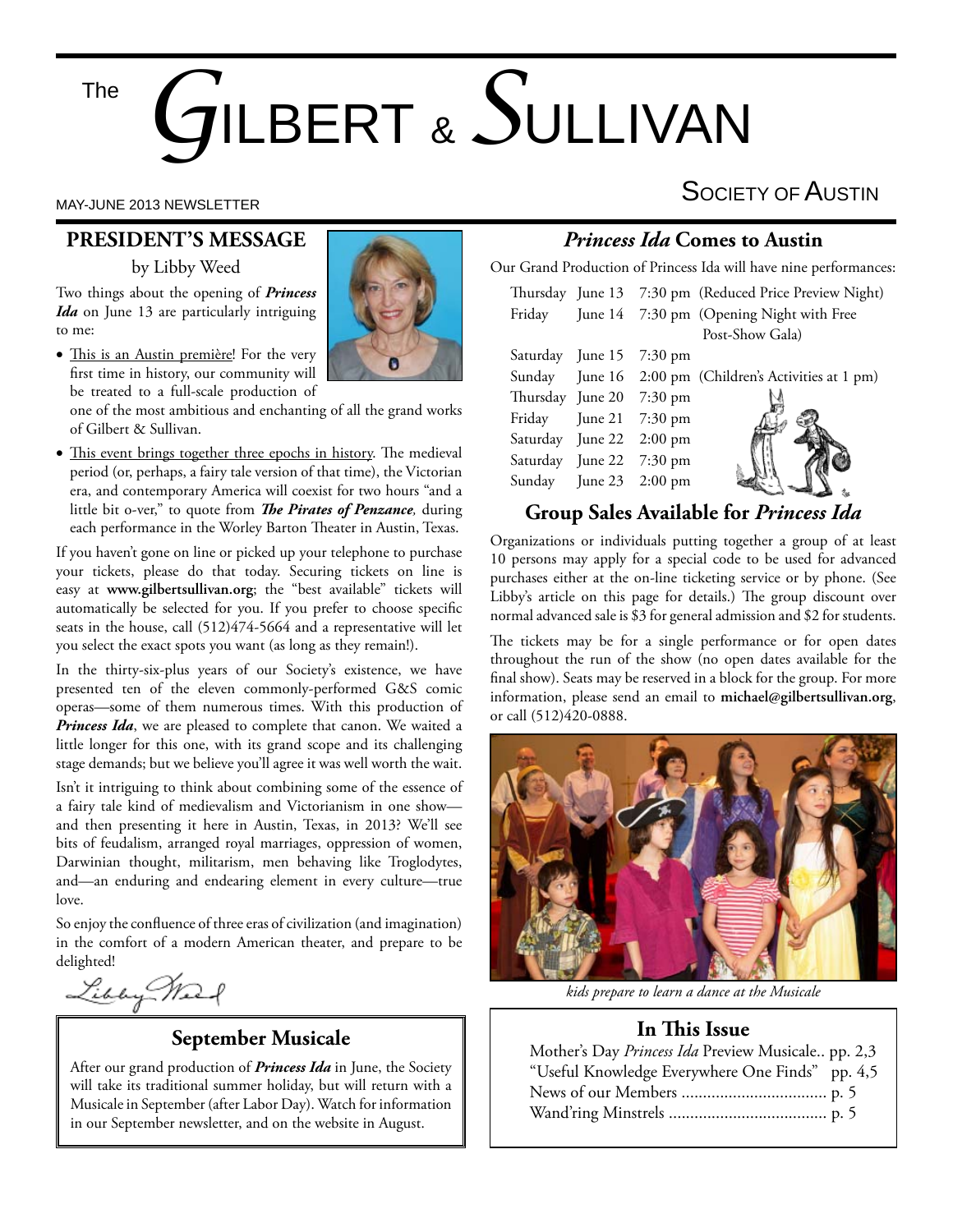# The Gilbert & Sullivan Society of Austin

MAY-JUNE 2013 NEWSLETTER

## PRESIDENT'S MESSAGE

by Libby Weed

Two things about the opening of ***Princess Ida*** on June 13 are particularly intriguing to me:

- This is an Austin première! For the very first time in history, our community will be treated to a full-scale production of one of the most ambitious and enchanting of all the grand works of Gilbert & Sullivan.
- This event brings together three epochs in history. The medieval period (or, perhaps, a fairy tale version of that time), the Victorian era, and contemporary America will coexist for two hours "and a little bit o-ver," to quote from ***The Pirates of Penzance***, during each performance in the Worley Barton Theater in Austin, Texas.

If you haven't gone on line or picked up your telephone to purchase your tickets, please do that today. Securing tickets on line is easy at **www.gilbertsullivan.org**; the "best available" tickets will automatically be selected for you. If you prefer to choose specific seats in the house, call (512)474-5664 and a representative will let you select the exact spots you want (as long as they remain!).

In the thirty-six-plus years of our Society's existence, we have presented ten of the eleven commonly-performed G&S comic operas—some of them numerous times. With this production of ***Princess Ida***, we are pleased to complete that canon. We waited a little longer for this one, with its grand scope and its challenging stage demands; but we believe you'll agree it was well worth the wait.

Isn't it intriguing to think about combining some of the essence of a fairy tale kind of medievalism and Victorianism in one show—and then presenting it here in Austin, Texas, in 2013? We'll see bits of feudalism, arranged royal marriages, oppression of women, Darwinian thought, militarism, men behaving like Troglodytes, and—an enduring and endearing element in every culture—true love.

So enjoy the confluence of three eras of civilization (and imagination) in the comfort of a modern American theater, and prepare to be delighted!

Libby Weed

## September Musicale

After our grand production of ***Princess Ida*** in June, the Society will take its traditional summer holiday, but will return with a Musicale in September (after Labor Day). Watch for information in our September newsletter, and on the website in August.

## *Princess Ida* Comes to Austin

Our Grand Production of Princess Ida will have nine performances:

| | | | |
|---|---|---|---|
| Thursday | June 13 | 7:30 pm | (Reduced Price Preview Night) |
| Friday | June 14 | 7:30 pm | (Opening Night with Free Post-Show Gala) |
| Saturday | June 15 | 7:30 pm | |
| Sunday | June 16 | 2:00 pm | (Children's Activities at 1 pm) |
| Thursday | June 20 | 7:30 pm | |
| Friday | June 21 | 7:30 pm | |
| Saturday | June 22 | 2:00 pm | |
| Saturday | June 22 | 7:30 pm | |
| Sunday | June 23 | 2:00 pm | |

## Group Sales Available for *Princess Ida*

Organizations or individuals putting together a group of at least 10 persons may apply for a special code to be used for advanced purchases either at the on-line ticketing service or by phone. (See Libby's article on this page for details.) The group discount over normal advanced sale is $3 for general admission and $2 for students.

The tickets may be for a single performance or for open dates throughout the run of the show (no open dates available for the final show). Seats may be reserved in a block for the group. For more information, please send an email to **michael@gilbertsullivan.org**, or call (512)420-0888.

*kids prepare to learn a dance at the Musicale*

## In This Issue

Mother's Day *Princess Ida* Preview Musicale.. pp. 2,3
"Useful Knowledge Everywhere One Finds" pp. 4,5
News of our Members .................................. p. 5
Wand'ring Minstrels ..................................... p. 5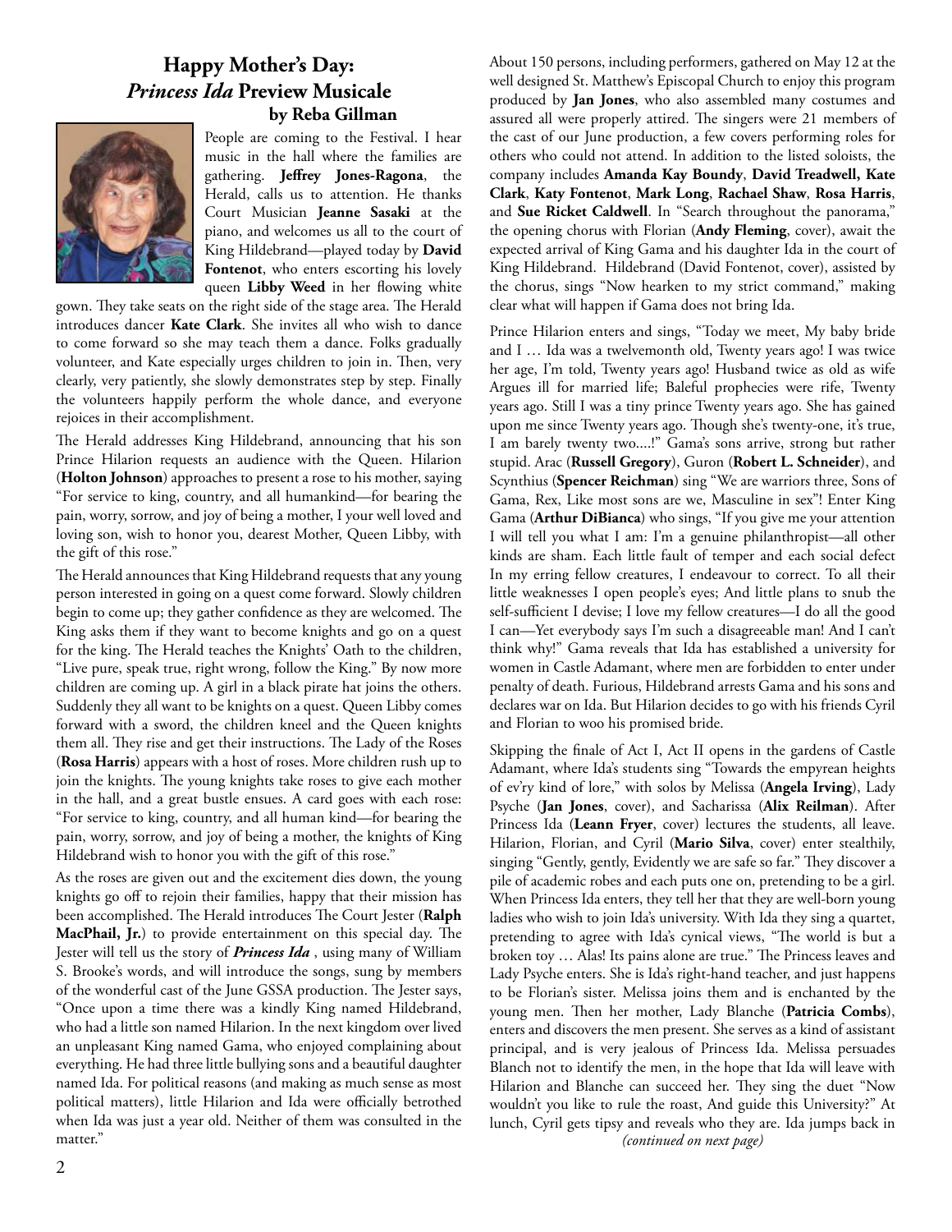## Happy Mother's Day: *Princess Ida* Preview Musicale

### by Reba Gillman

People are coming to the Festival. I hear music in the hall where the families are gathering. **Jeffrey Jones-Ragona**, the Herald, calls us to attention. He thanks Court Musician **Jeanne Sasaki** at the piano, and welcomes us all to the court of King Hildebrand—played today by **David Fontenot**, who enters escorting his lovely queen **Libby Weed** in her flowing white gown. They take seats on the right side of the stage area. The Herald introduces dancer **Kate Clark**. She invites all who wish to dance to come forward so she may teach them a dance. Folks gradually volunteer, and Kate especially urges children to join in. Then, very clearly, very patiently, she slowly demonstrates step by step. Finally the volunteers happily perform the whole dance, and everyone rejoices in their accomplishment.

The Herald addresses King Hildebrand, announcing that his son Prince Hilarion requests an audience with the Queen. Hilarion (**Holton Johnson**) approaches to present a rose to his mother, saying "For service to king, country, and all humankind—for bearing the pain, worry, sorrow, and joy of being a mother, I your well loved and loving son, wish to honor you, dearest Mother, Queen Libby, with the gift of this rose."

The Herald announces that King Hildebrand requests that any young person interested in going on a quest come forward. Slowly children begin to come up; they gather confidence as they are welcomed. The King asks them if they want to become knights and go on a quest for the king. The Herald teaches the Knights' Oath to the children, "Live pure, speak true, right wrong, follow the King." By now more children are coming up. A girl in a black pirate hat joins the others. Suddenly they all want to be knights on a quest. Queen Libby comes forward with a sword, the children kneel and the Queen knights them all. They rise and get their instructions. The Lady of the Roses (**Rosa Harris**) appears with a host of roses. More children rush up to join the knights. The young knights take roses to give each mother in the hall, and a great bustle ensues. A card goes with each rose: "For service to king, country, and all human kind—for bearing the pain, worry, sorrow, and joy of being a mother, the knights of King Hildebrand wish to honor you with the gift of this rose."

As the roses are given out and the excitement dies down, the young knights go off to rejoin their families, happy that their mission has been accomplished. The Herald introduces The Court Jester (**Ralph MacPhail, Jr.**) to provide entertainment on this special day. The Jester will tell us the story of ***Princess Ida***, using many of William S. Brooke's words, and will introduce the songs, sung by members of the wonderful cast of the June GSSA production. The Jester says, "Once upon a time there was a kindly King named Hildebrand, who had a little son named Hilarion. In the next kingdom over lived an unpleasant King named Gama, who enjoyed complaining about everything. He had three little bullying sons and a beautiful daughter named Ida. For political reasons (and making as much sense as most political matters), little Hilarion and Ida were officially betrothed when Ida was just a year old. Neither of them was consulted in the matter."

About 150 persons, including performers, gathered on May 12 at the well designed St. Matthew's Episcopal Church to enjoy this program produced by **Jan Jones**, who also assembled many costumes and assured all were properly attired. The singers were 21 members of the cast of our June production, a few covers performing roles for others who could not attend. In addition to the listed soloists, the company includes **Amanda Kay Boundy**, **David Treadwell, Kate Clark**, **Katy Fontenot**, **Mark Long**, **Rachael Shaw**, **Rosa Harris**, and **Sue Ricket Caldwell**. In "Search throughout the panorama," the opening chorus with Florian (**Andy Fleming**, cover), await the expected arrival of King Gama and his daughter Ida in the court of King Hildebrand. Hildebrand (David Fontenot, cover), assisted by the chorus, sings "Now hearken to my strict command," making clear what will happen if Gama does not bring Ida.

Prince Hilarion enters and sings, "Today we meet, My baby bride and I … Ida was a twelvemonth old, Twenty years ago! I was twice her age, I'm told, Twenty years ago! Husband twice as old as wife Argues ill for married life; Baleful prophecies were rife, Twenty years ago. Still I was a tiny prince Twenty years ago. She has gained upon me since Twenty years ago. Though she's twenty-one, it's true, I am barely twenty two....!" Gama's sons arrive, strong but rather stupid. Arac (**Russell Gregory**), Guron (**Robert L. Schneider**), and Scynthius (**Spencer Reichman**) sing "We are warriors three, Sons of Gama, Rex, Like most sons are we, Masculine in sex"! Enter King Gama (**Arthur DiBianca**) who sings, "If you give me your attention I will tell you what I am: I'm a genuine philanthropist—all other kinds are sham. Each little fault of temper and each social defect In my erring fellow creatures, I endeavour to correct. To all their little weaknesses I open people's eyes; And little plans to snub the self-sufficient I devise; I love my fellow creatures—I do all the good I can—Yet everybody says I'm such a disagreeable man! And I can't think why!" Gama reveals that Ida has established a university for women in Castle Adamant, where men are forbidden to enter under penalty of death. Furious, Hildebrand arrests Gama and his sons and declares war on Ida. But Hilarion decides to go with his friends Cyril and Florian to woo his promised bride.

Skipping the finale of Act I, Act II opens in the gardens of Castle Adamant, where Ida's students sing "Towards the empyrean heights of ev'ry kind of lore," with solos by Melissa (**Angela Irving**), Lady Psyche (**Jan Jones**, cover), and Sacharissa (**Alix Reilman**). After Princess Ida (**Leann Fryer**, cover) lectures the students, all leave. Hilarion, Florian, and Cyril (**Mario Silva**, cover) enter stealthily, singing "Gently, gently, Evidently we are safe so far." They discover a pile of academic robes and each puts one on, pretending to be a girl. When Princess Ida enters, they tell her that they are well-born young ladies who wish to join Ida's university. With Ida they sing a quartet, pretending to agree with Ida's cynical views, "The world is but a broken toy … Alas! Its pains alone are true." The Princess leaves and Lady Psyche enters. She is Ida's right-hand teacher, and just happens to be Florian's sister. Melissa joins them and is enchanted by the young men. Then her mother, Lady Blanche (**Patricia Combs**), enters and discovers the men present. She serves as a kind of assistant principal, and is very jealous of Princess Ida. Melissa persuades Blanch not to identify the men, in the hope that Ida will leave with Hilarion and Blanche can succeed her. They sing the duet "Now wouldn't you like to rule the roast, And guide this University?" At lunch, Cyril gets tipsy and reveals who they are. Ida jumps back in

*(continued on next page)*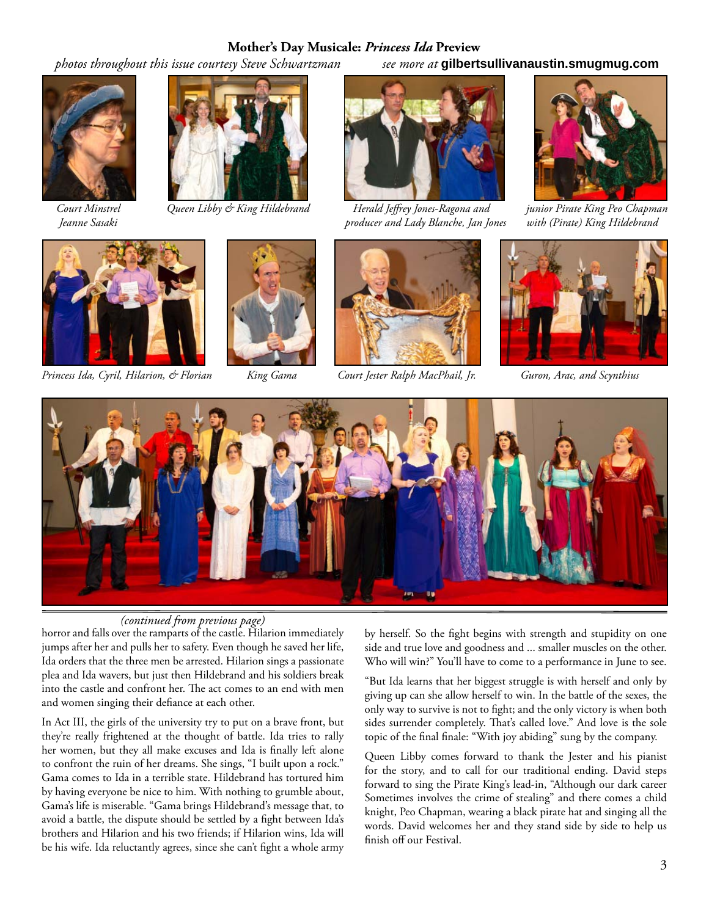## Mother's Day Musicale: *Princess Ida* Preview

*photos throughout this issue courtesy Steve Schwartzman* *see more at* **gilbertsullivanaustin.smugmug.com**

*Court Minstrel Jeanne Sasaki*

*Queen Libby & King Hildebrand*

*Herald Jeffrey Jones-Ragona and producer and Lady Blanche, Jan Jones*

*junior Pirate King Peo Chapman with (Pirate) King Hildebrand*

*Princess Ida, Cyril, Hilarion, & Florian*

*King Gama*

*Court Jester Ralph MacPhail, Jr.*

*Guron, Arac, and Scynthius*

*(continued from previous page)*

horror and falls over the ramparts of the castle. Hilarion immediately jumps after her and pulls her to safety. Even though he saved her life, Ida orders that the three men be arrested. Hilarion sings a passionate plea and Ida wavers, but just then Hildebrand and his soldiers break into the castle and confront her. The act comes to an end with men and women singing their defiance at each other.

In Act III, the girls of the university try to put on a brave front, but they're really frightened at the thought of battle. Ida tries to rally her women, but they all make excuses and Ida is finally left alone to confront the ruin of her dreams. She sings, "I built upon a rock." Gama comes to Ida in a terrible state. Hildebrand has tortured him by having everyone be nice to him. With nothing to grumble about, Gama's life is miserable. "Gama brings Hildebrand's message that, to avoid a battle, the dispute should be settled by a fight between Ida's brothers and Hilarion and his two friends; if Hilarion wins, Ida will be his wife. Ida reluctantly agrees, since she can't fight a whole army by herself. So the fight begins with strength and stupidity on one side and true love and goodness and ... smaller muscles on the other. Who will win?" You'll have to come to a performance in June to see.

"But Ida learns that her biggest struggle is with herself and only by giving up can she allow herself to win. In the battle of the sexes, the only way to survive is not to fight; and the only victory is when both sides surrender completely. That's called love." And love is the sole topic of the final finale: "With joy abiding" sung by the company.

Queen Libby comes forward to thank the Jester and his pianist for the story, and to call for our traditional ending. David steps forward to sing the Pirate King's lead-in, "Although our dark career Sometimes involves the crime of stealing" and there comes a child knight, Peo Chapman, wearing a black pirate hat and singing all the words. David welcomes her and they stand side by side to help us finish off our Festival.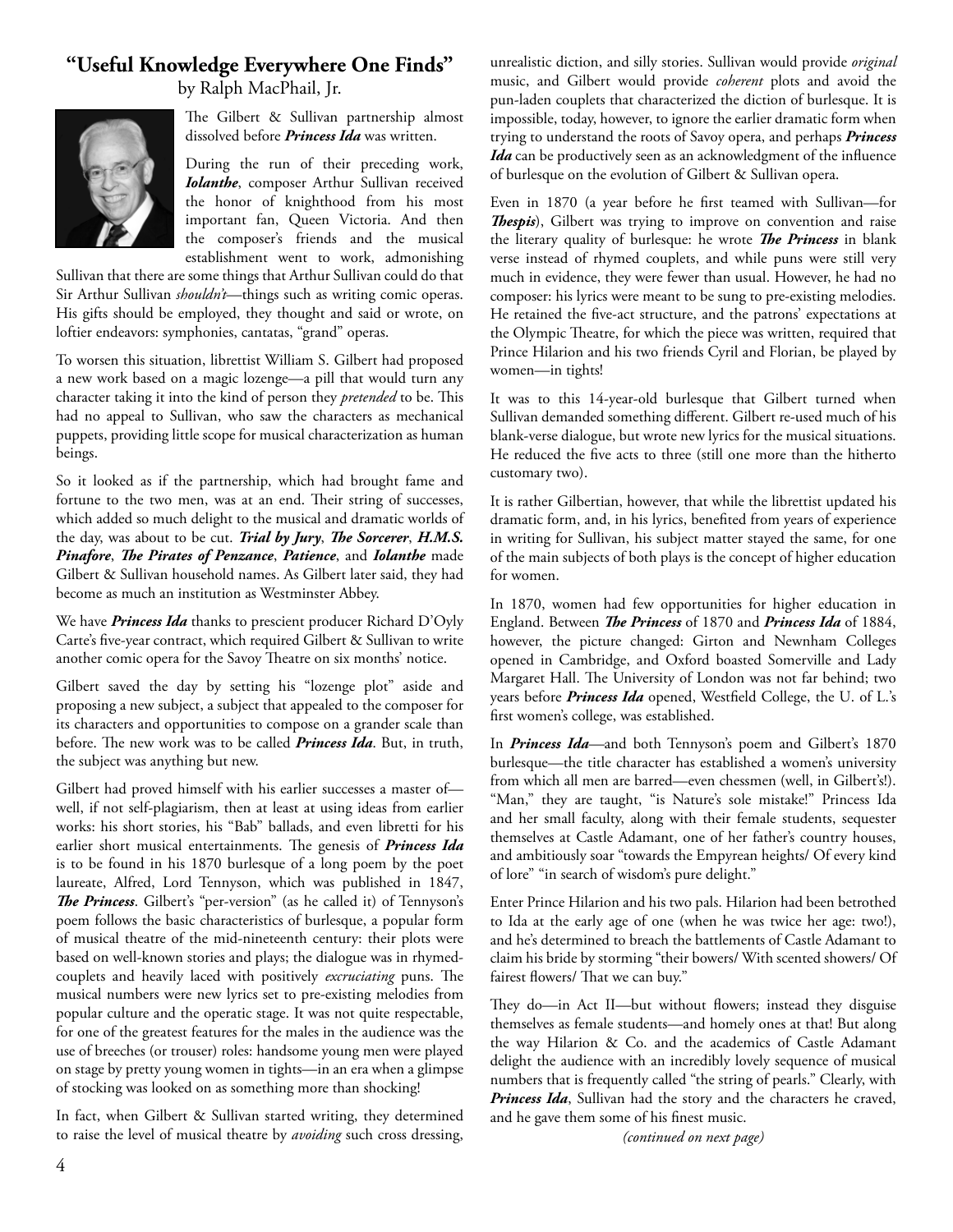## "Useful Knowledge Everywhere One Finds"

by Ralph MacPhail, Jr.

The Gilbert & Sullivan partnership almost dissolved before ***Princess Ida*** was written.

During the run of their preceding work, ***Iolanthe***, composer Arthur Sullivan received the honor of knighthood from his most important fan, Queen Victoria. And then the composer's friends and the musical establishment went to work, admonishing Sullivan that there are some things that Arthur Sullivan could do that Sir Arthur Sullivan *shouldn't*—things such as writing comic operas. His gifts should be employed, they thought and said or wrote, on loftier endeavors: symphonies, cantatas, "grand" operas.

To worsen this situation, librettist William S. Gilbert had proposed a new work based on a magic lozenge—a pill that would turn any character taking it into the kind of person they *pretended* to be. This had no appeal to Sullivan, who saw the characters as mechanical puppets, providing little scope for musical characterization as human beings.

So it looked as if the partnership, which had brought fame and fortune to the two men, was at an end. Their string of successes, which added so much delight to the musical and dramatic worlds of the day, was about to be cut. ***Trial by Jury***, ***The Sorcerer***, ***H.M.S. Pinafore***, ***The Pirates of Penzance***, ***Patience***, and ***Iolanthe*** made Gilbert & Sullivan household names. As Gilbert later said, they had become as much an institution as Westminster Abbey.

We have ***Princess Ida*** thanks to prescient producer Richard D'Oyly Carte's five-year contract, which required Gilbert & Sullivan to write another comic opera for the Savoy Theatre on six months' notice.

Gilbert saved the day by setting his "lozenge plot" aside and proposing a new subject, a subject that appealed to the composer for its characters and opportunities to compose on a grander scale than before. The new work was to be called ***Princess Ida***. But, in truth, the subject was anything but new.

Gilbert had proved himself with his earlier successes a master of—well, if not self-plagiarism, then at least at using ideas from earlier works: his short stories, his "Bab" ballads, and even libretti for his earlier short musical entertainments. The genesis of ***Princess Ida*** is to be found in his 1870 burlesque of a long poem by the poet laureate, Alfred, Lord Tennyson, which was published in 1847, ***The Princess***. Gilbert's "per-version" (as he called it) of Tennyson's poem follows the basic characteristics of burlesque, a popular form of musical theatre of the mid-nineteenth century: their plots were based on well-known stories and plays; the dialogue was in rhymed-couplets and heavily laced with positively *excruciating* puns. The musical numbers were new lyrics set to pre-existing melodies from popular culture and the operatic stage. It was not quite respectable, for one of the greatest features for the males in the audience was the use of breeches (or trouser) roles: handsome young men were played on stage by pretty young women in tights—in an era when a glimpse of stocking was looked on as something more than shocking!

In fact, when Gilbert & Sullivan started writing, they determined to raise the level of musical theatre by *avoiding* such cross dressing, unrealistic diction, and silly stories. Sullivan would provide *original* music, and Gilbert would provide *coherent* plots and avoid the pun-laden couplets that characterized the diction of burlesque. It is impossible, today, however, to ignore the earlier dramatic form when trying to understand the roots of Savoy opera, and perhaps ***Princess Ida*** can be productively seen as an acknowledgment of the influence of burlesque on the evolution of Gilbert & Sullivan opera.

Even in 1870 (a year before he first teamed with Sullivan—for ***Thespis***), Gilbert was trying to improve on convention and raise the literary quality of burlesque: he wrote ***The Princess*** in blank verse instead of rhymed couplets, and while puns were still very much in evidence, they were fewer than usual. However, he had no composer: his lyrics were meant to be sung to pre-existing melodies. He retained the five-act structure, and the patrons' expectations at the Olympic Theatre, for which the piece was written, required that Prince Hilarion and his two friends Cyril and Florian, be played by women—in tights!

It was to this 14-year-old burlesque that Gilbert turned when Sullivan demanded something different. Gilbert re-used much of his blank-verse dialogue, but wrote new lyrics for the musical situations. He reduced the five acts to three (still one more than the hitherto customary two).

It is rather Gilbertian, however, that while the librettist updated his dramatic form, and, in his lyrics, benefited from years of experience in writing for Sullivan, his subject matter stayed the same, for one of the main subjects of both plays is the concept of higher education for women.

In 1870, women had few opportunities for higher education in England. Between ***The Princess*** of 1870 and ***Princess Ida*** of 1884, however, the picture changed: Girton and Newnham Colleges opened in Cambridge, and Oxford boasted Somerville and Lady Margaret Hall. The University of London was not far behind; two years before ***Princess Ida*** opened, Westfield College, the U. of L.'s first women's college, was established.

In ***Princess Ida***—and both Tennyson's poem and Gilbert's 1870 burlesque—the title character has established a women's university from which all men are barred—even chessmen (well, in Gilbert's!). "Man," they are taught, "is Nature's sole mistake!" Princess Ida and her small faculty, along with their female students, sequester themselves at Castle Adamant, one of her father's country houses, and ambitiously soar "towards the Empyrean heights/ Of every kind of lore" "in search of wisdom's pure delight."

Enter Prince Hilarion and his two pals. Hilarion had been betrothed to Ida at the early age of one (when he was twice her age: two!), and he's determined to breach the battlements of Castle Adamant to claim his bride by storming "their bowers/ With scented showers/ Of fairest flowers/ That we can buy."

They do—in Act II—but without flowers; instead they disguise themselves as female students—and homely ones at that! But along the way Hilarion & Co. and the academics of Castle Adamant delight the audience with an incredibly lovely sequence of musical numbers that is frequently called "the string of pearls." Clearly, with ***Princess Ida***, Sullivan had the story and the characters he craved, and he gave them some of his finest music.

*(continued on next page)*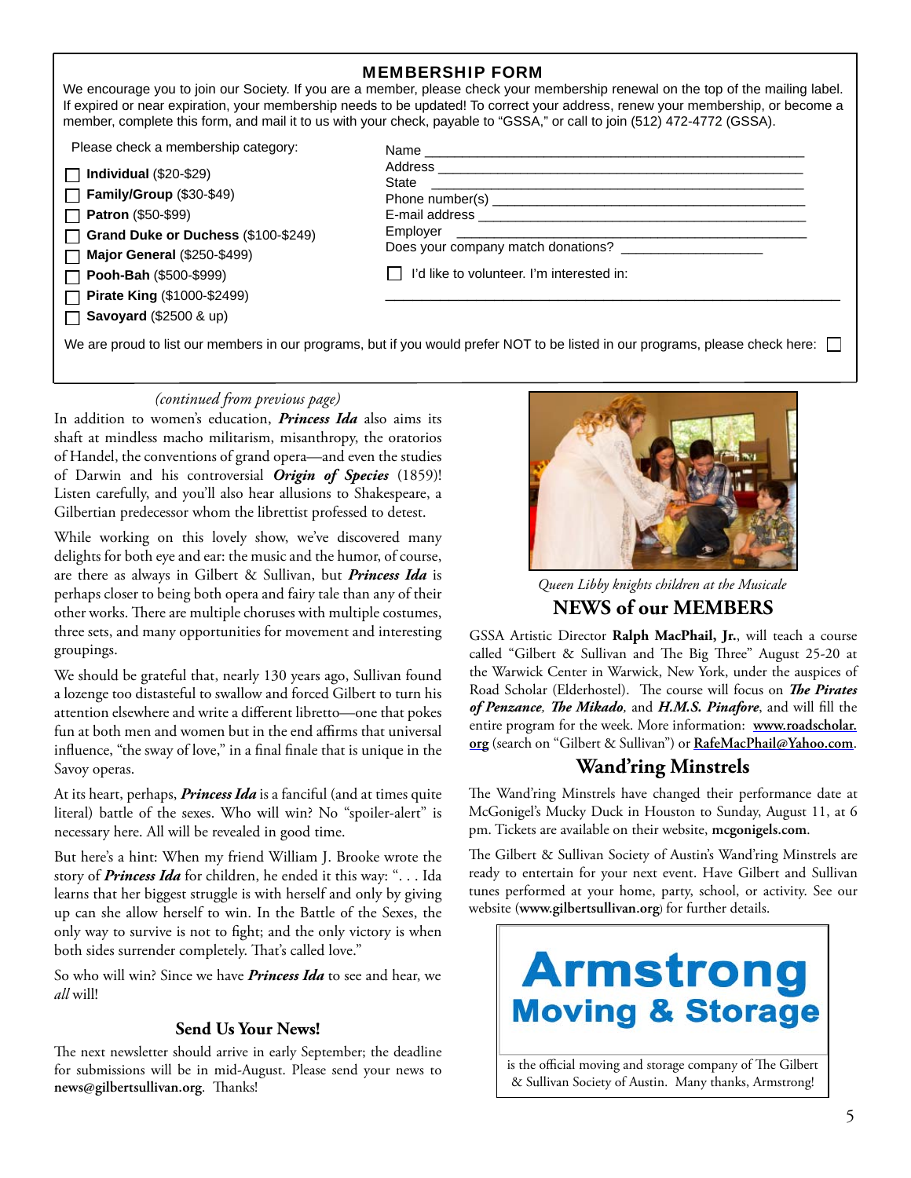## MEMBERSHIP FORM

We encourage you to join our Society. If you are a member, please check your membership renewal on the top of the mailing label. If expired or near expiration, your membership needs to be updated! To correct your address, renew your membership, or become a member, complete this form, and mail it to us with your check, payable to "GSSA," or call to join (512) 472-4772 (GSSA).

Please check a membership category:

- ☐ **Individual** ($20-$29)
- ☐ **Family/Group** ($30-$49)
- ☐ **Patron** ($50-$99)
- ☐ **Grand Duke or Duchess** ($100-$249)
- ☐ **Major General** ($250-$499)
- ☐ **Pooh-Bah** ($500-$999)
- ☐ **Pirate King** ($1000-$2499)
- ☐ **Savoyard** ($2500 & up)

Name ______________________________

Address ______________________________

State ______________________________

Phone number(s) ______________________________

E-mail address ______________________________

Employer ______________________________

Does your company match donations? ____________

☐ I'd like to volunteer. I'm interested in:

______________________________

We are proud to list our members in our programs, but if you would prefer NOT to be listed in our programs, please check here: ☐

*(continued from previous page)*

In addition to women's education, ***Princess Ida*** also aims its shaft at mindless macho militarism, misanthropy, the oratorios of Handel, the conventions of grand opera—and even the studies of Darwin and his controversial ***Origin of Species*** (1859)! Listen carefully, and you'll also hear allusions to Shakespeare, a Gilbertian predecessor whom the librettist professed to detest.

While working on this lovely show, we've discovered many delights for both eye and ear: the music and the humor, of course, are there as always in Gilbert & Sullivan, but ***Princess Ida*** is perhaps closer to being both opera and fairy tale than any of their other works. There are multiple choruses with multiple costumes, three sets, and many opportunities for movement and interesting groupings.

We should be grateful that, nearly 130 years ago, Sullivan found a lozenge too distasteful to swallow and forced Gilbert to turn his attention elsewhere and write a different libretto—one that pokes fun at both men and women but in the end affirms that universal influence, "the sway of love," in a final finale that is unique in the Savoy operas.

At its heart, perhaps, ***Princess Ida*** is a fanciful (and at times quite literal) battle of the sexes. Who will win? No "spoiler-alert" is necessary here. All will be revealed in good time.

But here's a hint: When my friend William J. Brooke wrote the story of ***Princess Ida*** for children, he ended it this way: ". . . Ida learns that her biggest struggle is with herself and only by giving up can she allow herself to win. In the Battle of the Sexes, the only way to survive is not to fight; and the only victory is when both sides surrender completely. That's called love."

So who will win? Since we have ***Princess Ida*** to see and hear, we *all* will!

### Send Us Your News!

The next newsletter should arrive in early September; the deadline for submissions will be in mid-August. Please send your news to **news@gilbertsullivan.org**. Thanks!

*Queen Libby knights children at the Musicale*

## NEWS of our MEMBERS

GSSA Artistic Director **Ralph MacPhail, Jr.**, will teach a course called "Gilbert & Sullivan and The Big Three" August 25-20 at the Warwick Center in Warwick, New York, under the auspices of Road Scholar (Elderhostel). The course will focus on ***The Pirates of Penzance***, ***The Mikado***, and ***H.M.S. Pinafore***, and will fill the entire program for the week. More information: **www.roadscholar.org** (search on "Gilbert & Sullivan") or **RafeMacPhail@Yahoo.com**.

## Wand'ring Minstrels

The Wand'ring Minstrels have changed their performance date at McGonigel's Mucky Duck in Houston to Sunday, August 11, at 6 pm. Tickets are available on their website, **mcgonigels.com**.

The Gilbert & Sullivan Society of Austin's Wand'ring Minstrels are ready to entertain for your next event. Have Gilbert and Sullivan tunes performed at your home, party, school, or activity. See our website (**www.gilbertsullivan.org**) for further details.

**Armstrong Moving & Storage**

is the official moving and storage company of The Gilbert & Sullivan Society of Austin. Many thanks, Armstrong!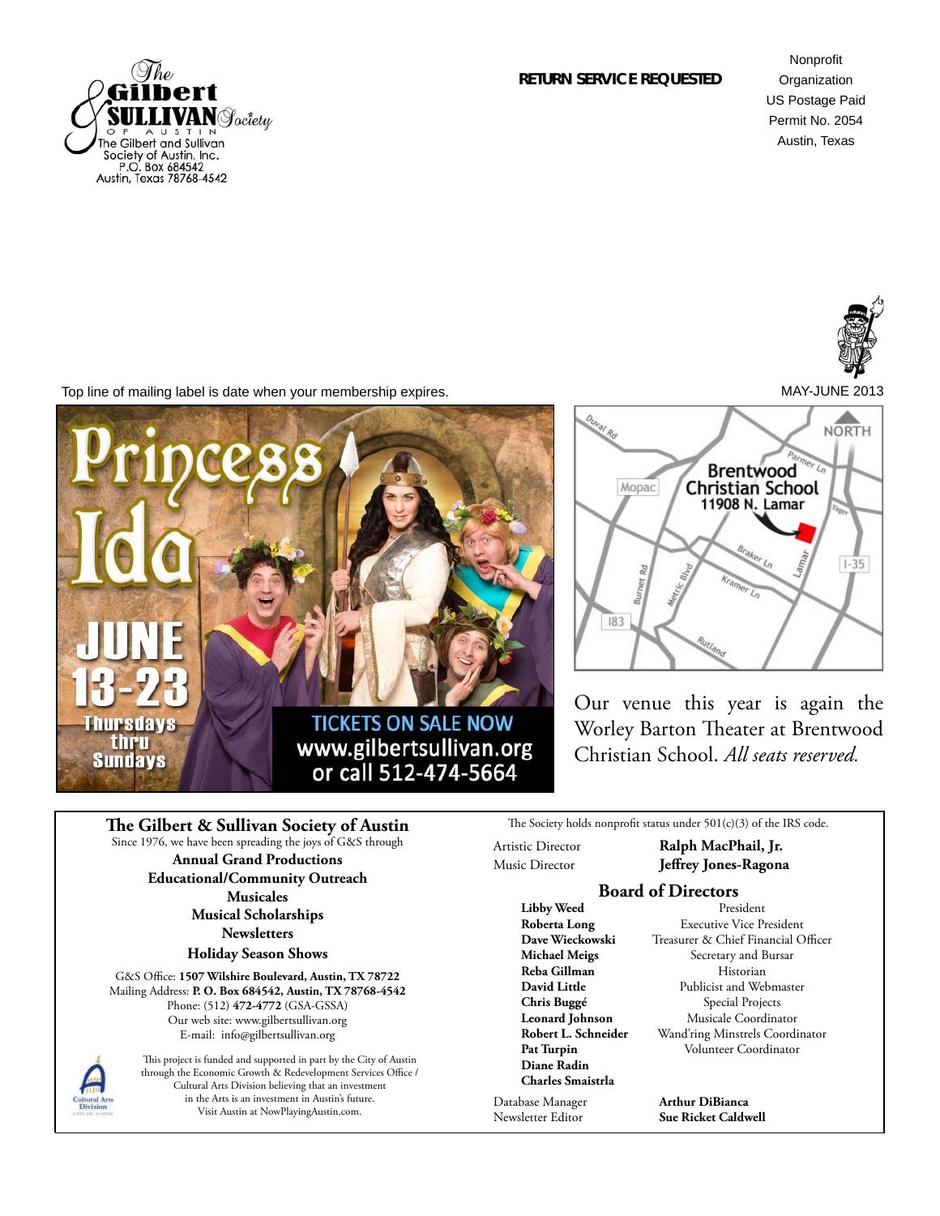The Gilbert & Sullivan Society of Austin
The Gilbert and Sullivan Society of Austin, Inc.
P.O. Box 684542
Austin, Texas 78768-4542

**RETURN SERVICE REQUESTED**

Nonprofit Organization
US Postage Paid
Permit No. 2054
Austin, Texas

Top line of mailing label is date when your membership expires.

MAY-JUNE 2013

# Princess Ida

**JUNE 13-23**
Thursdays thru Sundays

**TICKETS ON SALE NOW**
www.gilbertsullivan.org
or call 512-474-5664

Brentwood Christian School
11908 N. Lamar

Our venue this year is again the Worley Barton Theater at Brentwood Christian School. *All seats reserved.*

## The Gilbert & Sullivan Society of Austin

Since 1976, we have been spreading the joys of G&S through

**Annual Grand Productions**
**Educational/Community Outreach**
**Musicales**
**Musical Scholarships**
**Newsletters**
**Holiday Season Shows**

G&S Office: **1507 Wilshire Boulevard, Austin, TX 78722**
Mailing Address: **P. O. Box 684542, Austin, TX 78768-4542**
Phone: (512) **472-4772** (GSA-GSSA)
Our web site: www.gilbertsullivan.org
E-mail: info@gilbertsullivan.org

This project is funded and supported in part by the City of Austin through the Economic Growth & Redevelopment Services Office / Cultural Arts Division believing that an investment in the Arts is an investment in Austin's future. Visit Austin at NowPlayingAustin.com.

The Society holds nonprofit status under 501(c)(3) of the IRS code.

| | |
|---|---|
| Artistic Director | **Ralph MacPhail, Jr.** |
| Music Director | **Jeffrey Jones-Ragona** |

### Board of Directors

| | |
|---|---|
| **Libby Weed** | President |
| **Roberta Long** | Executive Vice President |
| **Dave Wieckowski** | Treasurer & Chief Financial Officer |
| **Michael Meigs** | Secretary and Bursar |
| **Reba Gillman** | Historian |
| **David Little** | Publicist and Webmaster |
| **Chris Buggé** | Special Projects |
| **Leonard Johnson** | Musicale Coordinator |
| **Robert L. Schneider** | Wand'ring Minstrels Coordinator |
| **Pat Turpin** | Volunteer Coordinator |
| **Diane Radin** | |
| **Charles Smaistrla** | |

| | |
|---|---|
| Database Manager | **Arthur DiBianca** |
| Newsletter Editor | **Sue Ricket Caldwell** |